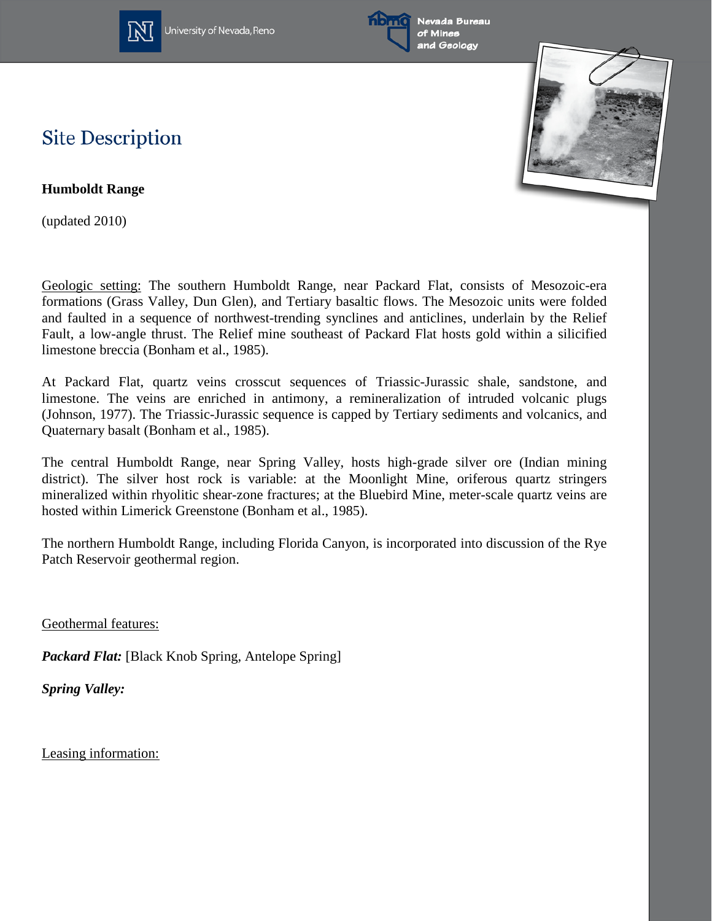# Site Description

**Humboldt Range**

(updated 2010)

Geologic setting: The southern Humboldt Range, near Packard Flat, consists of Mesozoic-era formations (Grass Valley, Dun Glen), and Tertiary basaltic flows. The Mesozoic units were folded and faulted in a sequence of northwest-trending synclines and anticlines, underlain by the Relief Fault, a low-angle thrust. The Relief mine southeast of Packard Flat hosts gold within a silicified limestone breccia (Bonham et al., 1985).

At Packard Flat, quartz veins crosscut sequences of Triassic-Jurassic shale, sandstone, and limestone. The veins are enriched in antimony, a remineralization of intruded volcanic plugs (Johnson, 1977). The Triassic-Jurassic sequence is capped by Tertiary sediments and volcanics, and Quaternary basalt (Bonham et al., 1985).

The central Humboldt Range, near Spring Valley, hosts high-grade silver ore (Indian mining district). The silver host rock is variable: at the Moonlight Mine, oriferous quartz stringers mineralized within rhyolitic shear-zone fractures; at the Bluebird Mine, meter-scale quartz veins are hosted within Limerick Greenstone (Bonham et al., 1985).

The northern Humboldt Range, including Florida Canyon, is incorporated into discussion of the Rye Patch Reservoir geothermal region.

Geothermal features:

***Packard Flat:*** [Black Knob Spring, Antelope Spring]

***Spring Valley:***

Leasing information: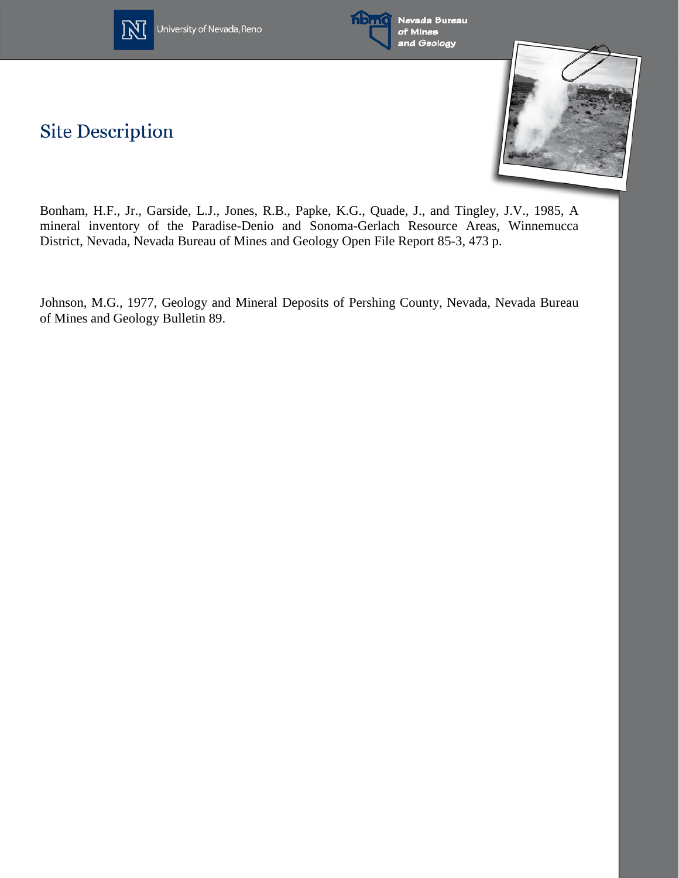# Site Description

Bonham, H.F., Jr., Garside, L.J., Jones, R.B., Papke, K.G., Quade, J., and Tingley, J.V., 1985, A mineral inventory of the Paradise-Denio and Sonoma-Gerlach Resource Areas, Winnemucca District, Nevada, Nevada Bureau of Mines and Geology Open File Report 85-3, 473 p.

Johnson, M.G., 1977, Geology and Mineral Deposits of Pershing County, Nevada, Nevada Bureau of Mines and Geology Bulletin 89.